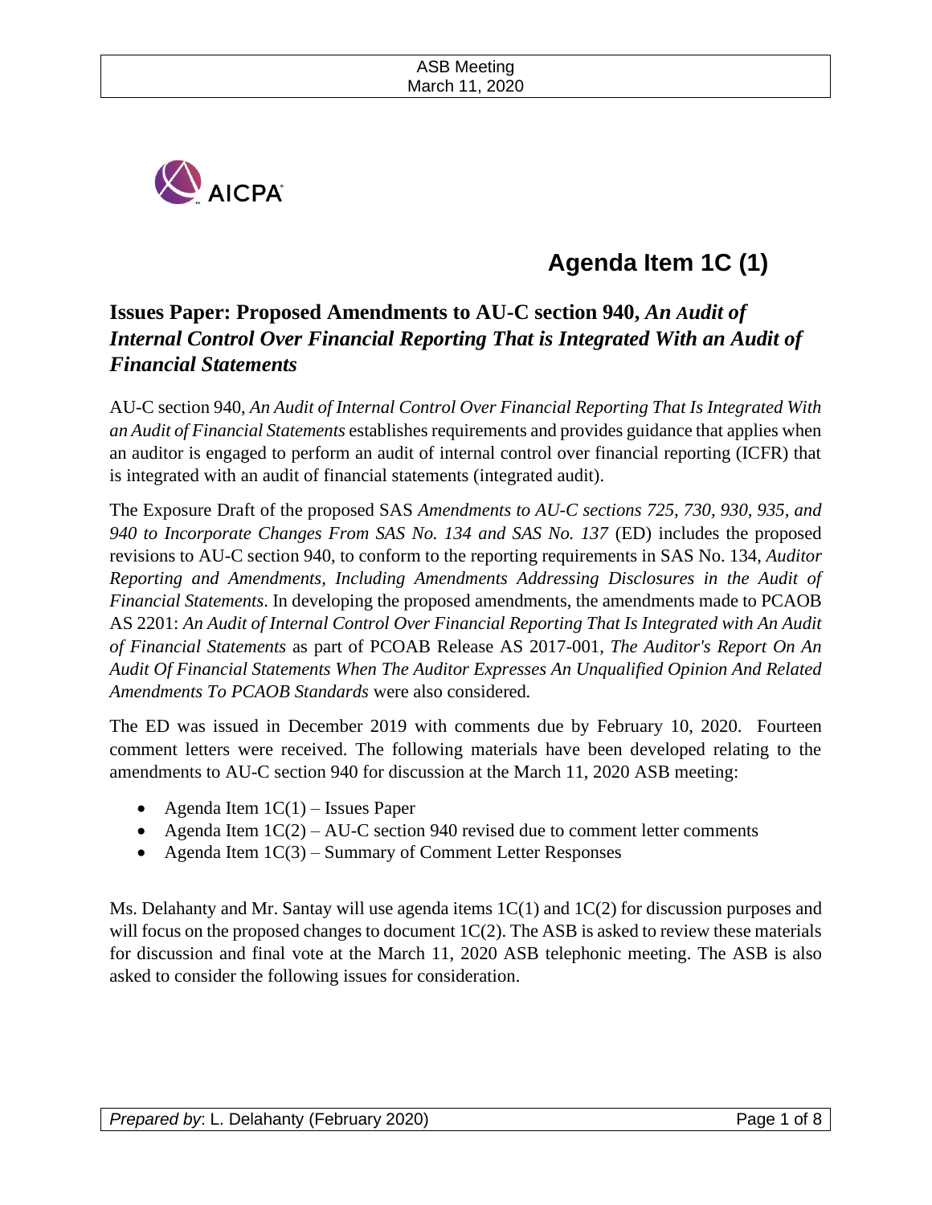# Agenda Item 1C (1)

## Issues Paper: Proposed Amendments to AU-C section 940, *An Audit of Internal Control Over Financial Reporting That is Integrated With an Audit of Financial Statements*

AU-C section 940, *An Audit of Internal Control Over Financial Reporting That Is Integrated With an Audit of Financial Statements* establishes requirements and provides guidance that applies when an auditor is engaged to perform an audit of internal control over financial reporting (ICFR) that is integrated with an audit of financial statements (integrated audit).

The Exposure Draft of the proposed SAS *Amendments to AU-C sections 725, 730, 930, 935, and 940 to Incorporate Changes From SAS No. 134 and SAS No. 137* (ED) includes the proposed revisions to AU-C section 940, to conform to the reporting requirements in SAS No. 134, *Auditor Reporting and Amendments, Including Amendments Addressing Disclosures in the Audit of Financial Statements*. In developing the proposed amendments, the amendments made to PCAOB AS 2201: *An Audit of Internal Control Over Financial Reporting That Is Integrated with An Audit of Financial Statements* as part of PCOAB Release AS 2017-001, *The Auditor's Report On An Audit Of Financial Statements When The Auditor Expresses An Unqualified Opinion And Related Amendments To PCAOB Standards* were also considered.

The ED was issued in December 2019 with comments due by February 10, 2020. Fourteen comment letters were received. The following materials have been developed relating to the amendments to AU-C section 940 for discussion at the March 11, 2020 ASB meeting:

- Agenda Item 1C(1) – Issues Paper
- Agenda Item 1C(2) – AU-C section 940 revised due to comment letter comments
- Agenda Item 1C(3) – Summary of Comment Letter Responses

Ms. Delahanty and Mr. Santay will use agenda items 1C(1) and 1C(2) for discussion purposes and will focus on the proposed changes to document 1C(2). The ASB is asked to review these materials for discussion and final vote at the March 11, 2020 ASB telephonic meeting. The ASB is also asked to consider the following issues for consideration.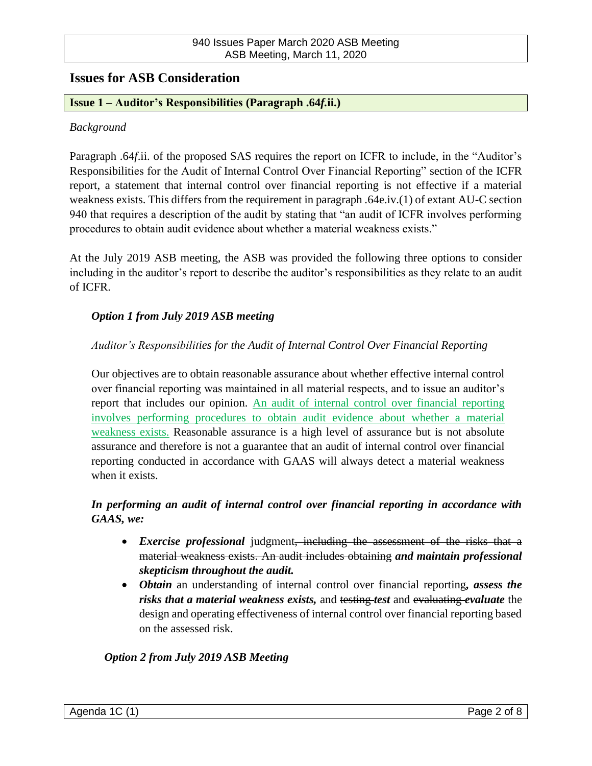## Issues for ASB Consideration

**Issue 1 – Auditor's Responsibilities (Paragraph .64*f*.ii.)**

*Background*

Paragraph .64*f*.ii. of the proposed SAS requires the report on ICFR to include, in the "Auditor's Responsibilities for the Audit of Internal Control Over Financial Reporting" section of the ICFR report, a statement that internal control over financial reporting is not effective if a material weakness exists. This differs from the requirement in paragraph .64e.iv.(1) of extant AU-C section 940 that requires a description of the audit by stating that "an audit of ICFR involves performing procedures to obtain audit evidence about whether a material weakness exists."

At the July 2019 ASB meeting, the ASB was provided the following three options to consider including in the auditor's report to describe the auditor's responsibilities as they relate to an audit of ICFR.

***Option 1 from July 2019 ASB meeting***

*Auditor's Responsibilities for the Audit of Internal Control Over Financial Reporting*

Our objectives are to obtain reasonable assurance about whether effective internal control over financial reporting was maintained in all material respects, and to issue an auditor's report that includes our opinion. An audit of internal control over financial reporting involves performing procedures to obtain audit evidence about whether a material weakness exists. Reasonable assurance is a high level of assurance but is not absolute assurance and therefore is not a guarantee that an audit of internal control over financial reporting conducted in accordance with GAAS will always detect a material weakness when it exists.

***In performing an audit of internal control over financial reporting in accordance with GAAS, we:***

- ***Exercise professional*** judgment~~, including the assessment of the risks that a material weakness exists. An audit includes obtaining~~ ***and maintain professional skepticism throughout the audit.***
- ***Obtain*** an understanding of internal control over financial reporting***, assess the risks that a material weakness exists,*** and ~~testing~~ ***test*** and ~~evaluating~~ ***evaluate*** the design and operating effectiveness of internal control over financial reporting based on the assessed risk.

***Option 2 from July 2019 ASB Meeting***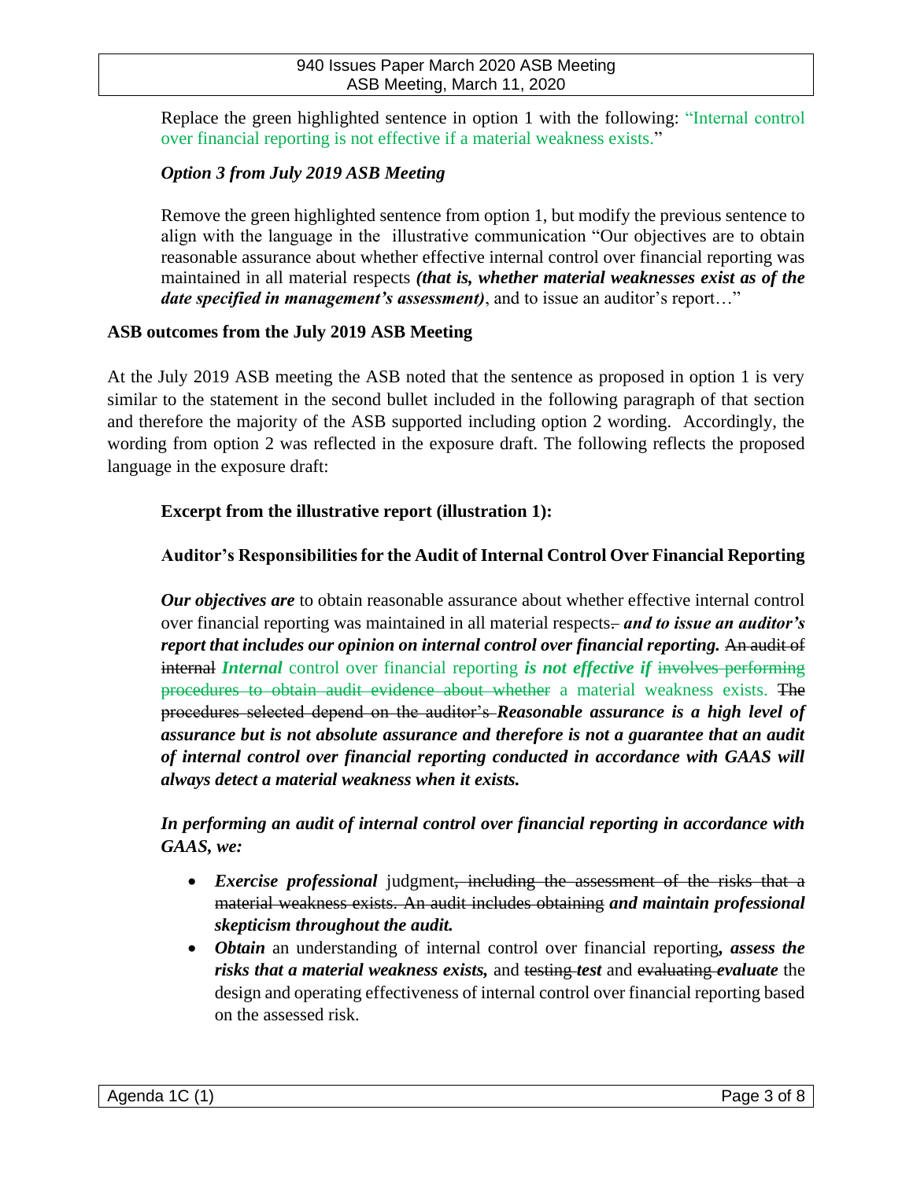Replace the green highlighted sentence in option 1 with the following: "Internal control over financial reporting is not effective if a material weakness exists."

***Option 3 from July 2019 ASB Meeting***

Remove the green highlighted sentence from option 1, but modify the previous sentence to align with the language in the illustrative communication "Our objectives are to obtain reasonable assurance about whether effective internal control over financial reporting was maintained in all material respects ***(that is, whether material weaknesses exist as of the date specified in management's assessment)***, and to issue an auditor's report…"

**ASB outcomes from the July 2019 ASB Meeting**

At the July 2019 ASB meeting the ASB noted that the sentence as proposed in option 1 is very similar to the statement in the second bullet included in the following paragraph of that section and therefore the majority of the ASB supported including option 2 wording. Accordingly, the wording from option 2 was reflected in the exposure draft. The following reflects the proposed language in the exposure draft:

**Excerpt from the illustrative report (illustration 1):**

**Auditor's Responsibilities for the Audit of Internal Control Over Financial Reporting**

***Our objectives are*** to obtain reasonable assurance about whether effective internal control over financial reporting was maintained in all material respects~~.~~ ***and to issue an auditor's report that includes our opinion on internal control over financial reporting.*** ~~An audit of internal~~ ***Internal*** control over financial reporting ***is not effective if*** ~~involves performing procedures to obtain audit evidence about whether~~ a material weakness exists. ~~The procedures selected depend on the auditor's~~ ***Reasonable assurance is a high level of assurance but is not absolute assurance and therefore is not a guarantee that an audit of internal control over financial reporting conducted in accordance with GAAS will always detect a material weakness when it exists.***

***In performing an audit of internal control over financial reporting in accordance with GAAS, we:***

- ***Exercise professional*** judgment~~, including the assessment of the risks that a material weakness exists. An audit includes obtaining~~ ***and maintain professional skepticism throughout the audit.***
- ***Obtain*** an understanding of internal control over financial reporting***, assess the risks that a material weakness exists,*** and ~~testing~~ ***test*** and ~~evaluating~~ ***evaluate*** the design and operating effectiveness of internal control over financial reporting based on the assessed risk.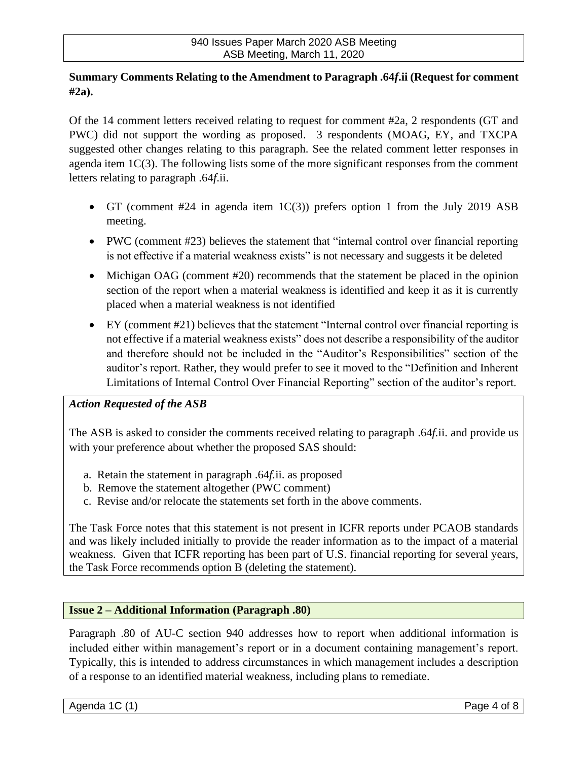**Summary Comments Relating to the Amendment to Paragraph .64*f*.ii (Request for comment #2a).**

Of the 14 comment letters received relating to request for comment #2a, 2 respondents (GT and PWC) did not support the wording as proposed. 3 respondents (MOAG, EY, and TXCPA suggested other changes relating to this paragraph. See the related comment letter responses in agenda item 1C(3). The following lists some of the more significant responses from the comment letters relating to paragraph .64*f*.ii.

- GT (comment #24 in agenda item 1C(3)) prefers option 1 from the July 2019 ASB meeting.
- PWC (comment #23) believes the statement that "internal control over financial reporting is not effective if a material weakness exists" is not necessary and suggests it be deleted
- Michigan OAG (comment #20) recommends that the statement be placed in the opinion section of the report when a material weakness is identified and keep it as it is currently placed when a material weakness is not identified
- EY (comment #21) believes that the statement "Internal control over financial reporting is not effective if a material weakness exists" does not describe a responsibility of the auditor and therefore should not be included in the "Auditor's Responsibilities" section of the auditor's report. Rather, they would prefer to see it moved to the "Definition and Inherent Limitations of Internal Control Over Financial Reporting" section of the auditor's report.

***Action Requested of the ASB***

The ASB is asked to consider the comments received relating to paragraph .64*f*.ii. and provide us with your preference about whether the proposed SAS should:

a. Retain the statement in paragraph .64*f*.ii. as proposed
b. Remove the statement altogether (PWC comment)
c. Revise and/or relocate the statements set forth in the above comments.

The Task Force notes that this statement is not present in ICFR reports under PCAOB standards and was likely included initially to provide the reader information as to the impact of a material weakness. Given that ICFR reporting has been part of U.S. financial reporting for several years, the Task Force recommends option B (deleting the statement).

## Issue 2 – Additional Information (Paragraph .80)

Paragraph .80 of AU-C section 940 addresses how to report when additional information is included either within management's report or in a document containing management's report. Typically, this is intended to address circumstances in which management includes a description of a response to an identified material weakness, including plans to remediate.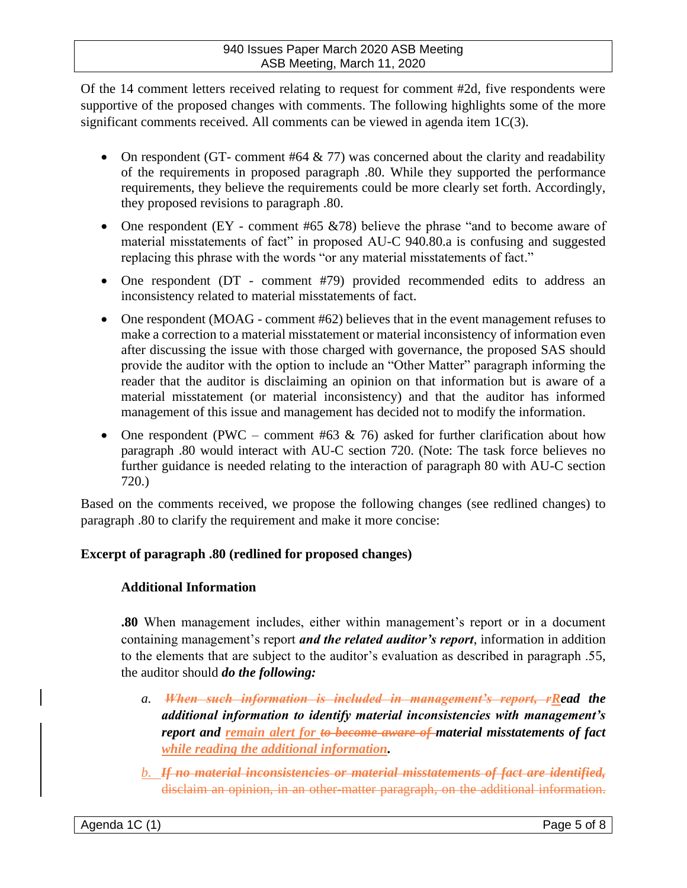Of the 14 comment letters received relating to request for comment #2d, five respondents were supportive of the proposed changes with comments. The following highlights some of the more significant comments received. All comments can be viewed in agenda item 1C(3).

- On respondent (GT- comment #64 & 77) was concerned about the clarity and readability of the requirements in proposed paragraph .80. While they supported the performance requirements, they believe the requirements could be more clearly set forth. Accordingly, they proposed revisions to paragraph .80.
- One respondent (EY - comment #65 &78) believe the phrase "and to become aware of material misstatements of fact" in proposed AU-C 940.80.a is confusing and suggested replacing this phrase with the words "or any material misstatements of fact."
- One respondent (DT - comment #79) provided recommended edits to address an inconsistency related to material misstatements of fact.
- One respondent (MOAG - comment #62) believes that in the event management refuses to make a correction to a material misstatement or material inconsistency of information even after discussing the issue with those charged with governance, the proposed SAS should provide the auditor with the option to include an "Other Matter" paragraph informing the reader that the auditor is disclaiming an opinion on that information but is aware of a material misstatement (or material inconsistency) and that the auditor has informed management of this issue and management has decided not to modify the information.
- One respondent (PWC – comment #63 & 76) asked for further clarification about how paragraph .80 would interact with AU-C section 720. (Note: The task force believes no further guidance is needed relating to the interaction of paragraph 80 with AU-C section 720.)

Based on the comments received, we propose the following changes (see redlined changes) to paragraph .80 to clarify the requirement and make it more concise:

**Excerpt of paragraph .80 (redlined for proposed changes)**

**Additional Information**

**.80** When management includes, either within management's report or in a document containing management's report ***and the related auditor's report***, information in addition to the elements that are subject to the auditor's evaluation as described in paragraph .55, the auditor should ***do the following:***

a. ~~***When such information is included in management's report, r***~~***R******ead the additional information to identify material inconsistencies with management's report and*** ***remain alert for*** ~~***to become aware of***~~ ***material misstatements of fact*** ***while reading the additional information*****.**

b. ~~***If no material inconsistencies or material misstatements of fact are identified,***~~ ~~disclaim an opinion, in an other-matter paragraph, on the additional information.~~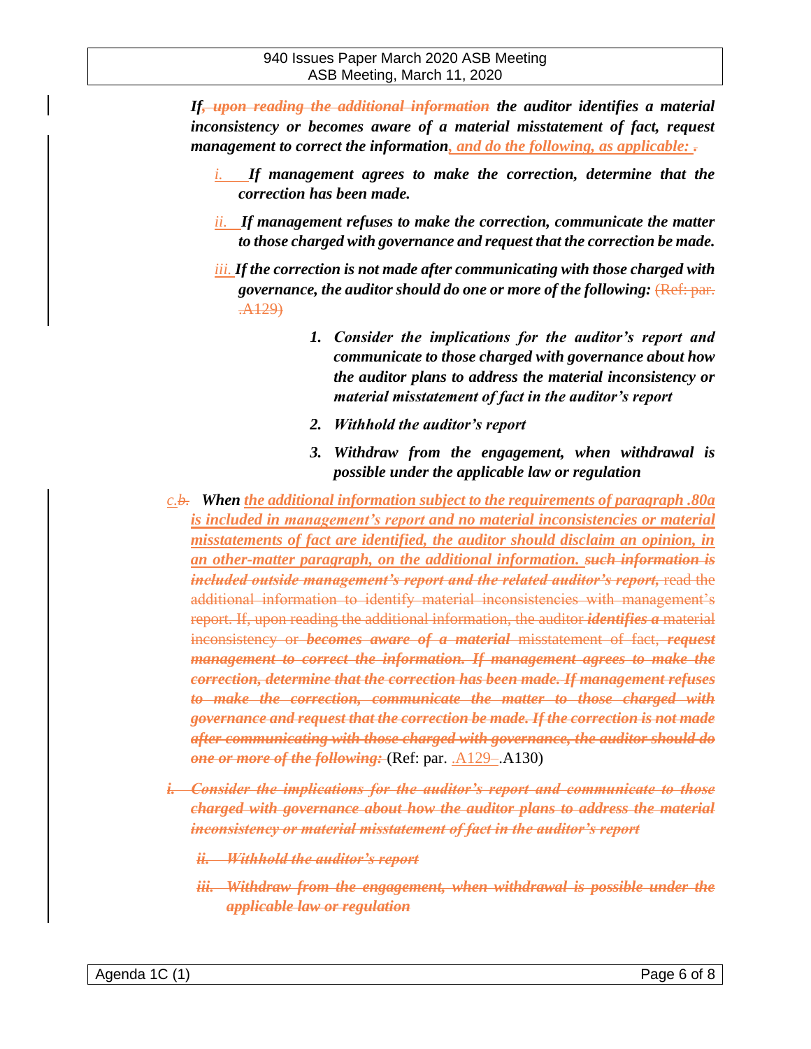***If~~, upon reading the additional information~~ the auditor identifies a material inconsistency or becomes aware of a material misstatement of fact, request management to correct the information, and do the following, as applicable: ~~.~~***

i. ***If management agrees to make the correction, determine that the correction has been made.***

ii. ***If management refuses to make the correction, communicate the matter to those charged with governance and request that the correction be made.***

iii. ***If the correction is not made after communicating with those charged with governance, the auditor should do one or more of the following:*** ~~(Ref: par. .A129)~~

1. ***Consider the implications for the auditor's report and communicate to those charged with governance about how the auditor plans to address the material inconsistency or material misstatement of fact in the auditor's report***
2. ***Withhold the auditor's report***
3. ***Withdraw from the engagement, when withdrawal is possible under the applicable law or regulation***

c.~~b.~~ ***When the additional information subject to the requirements of paragraph .80a is included in management's report and no material inconsistencies or material misstatements of fact are identified, the auditor should disclaim an opinion, in an other-matter paragraph, on the additional information. ~~such information is included outside management's report and the related auditor's report,~~*** ~~read the additional information to identify material inconsistencies with management's report. If, upon reading the additional information, the auditor~~ ~~***identifies a***~~ ~~material inconsistency or~~ ~~***becomes aware of a material***~~ ~~misstatement of fact,~~ ~~***request management to correct the information. If management agrees to make the correction, determine that the correction has been made. If management refuses to make the correction, communicate the matter to those charged with governance and request that the correction be made. If the correction is not made after communicating with those charged with governance, the auditor should do one or more of the following:***~~ (Ref: par. .A129 ~~.~~A130)

~~***i. Consider the implications for the auditor's report and communicate to those charged with governance about how the auditor plans to address the material inconsistency or material misstatement of fact in the auditor's report***~~

~~***ii. Withhold the auditor's report***~~

~~***iii. Withdraw from the engagement, when withdrawal is possible under the applicable law or regulation***~~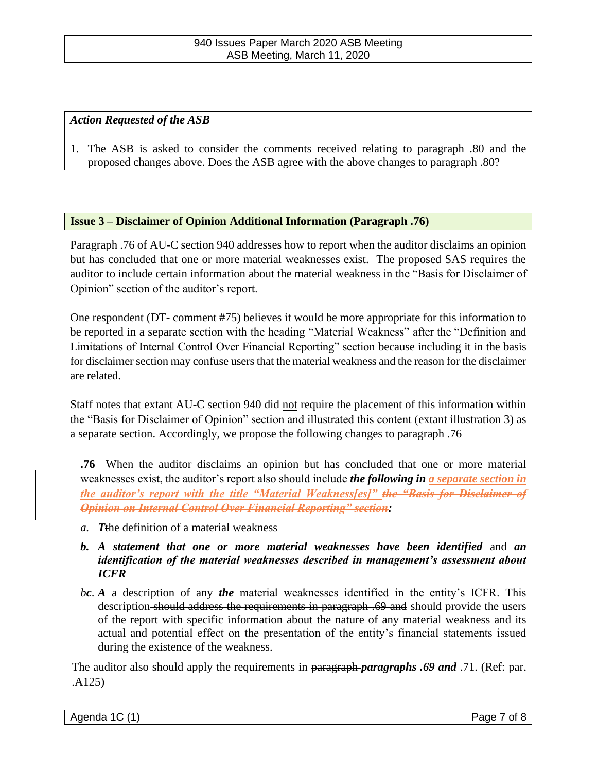*Action Requested of the ASB*

1. The ASB is asked to consider the comments received relating to paragraph .80 and the proposed changes above. Does the ASB agree with the above changes to paragraph .80?

**Issue 3 – Disclaimer of Opinion Additional Information (Paragraph .76)**

Paragraph .76 of AU-C section 940 addresses how to report when the auditor disclaims an opinion but has concluded that one or more material weaknesses exist. The proposed SAS requires the auditor to include certain information about the material weakness in the "Basis for Disclaimer of Opinion" section of the auditor's report.

One respondent (DT- comment #75) believes it would be more appropriate for this information to be reported in a separate section with the heading "Material Weakness" after the "Definition and Limitations of Internal Control Over Financial Reporting" section because including it in the basis for disclaimer section may confuse users that the material weakness and the reason for the disclaimer are related.

Staff notes that extant AU-C section 940 did <u>not</u> require the placement of this information within the "Basis for Disclaimer of Opinion" section and illustrated this content (extant illustration 3) as a separate section. Accordingly, we propose the following changes to paragraph .76

> **.76** When the auditor disclaims an opinion but has concluded that one or more material weaknesses exist, the auditor's report also should include ***the following in*** ***<u>a separate section in the auditor's report with the title "Material Weakness[es]"</u>*** ~~***the "Basis for Disclaimer of Opinion on Internal Control Over Financial Reporting" section***~~***:***
>
> *a.* ***T***~~t~~he definition of a material weakness
>
> ***b. A statement that one or more material weaknesses have been identified*** and ***an identification of the material weaknesses described in management's assessment about ICFR***
>
> ~~*b*~~*c*. ***A*** ~~a~~ description of ~~any~~ ***the*** material weaknesses identified in the entity's ICFR. This description ~~should address the requirements in paragraph .69 and~~ should provide the users of the report with specific information about the nature of any material weakness and its actual and potential effect on the presentation of the entity's financial statements issued during the existence of the weakness.
>
> The auditor also should apply the requirements in ~~paragraph~~ ***paragraphs .69 and*** .71. (Ref: par. .A125)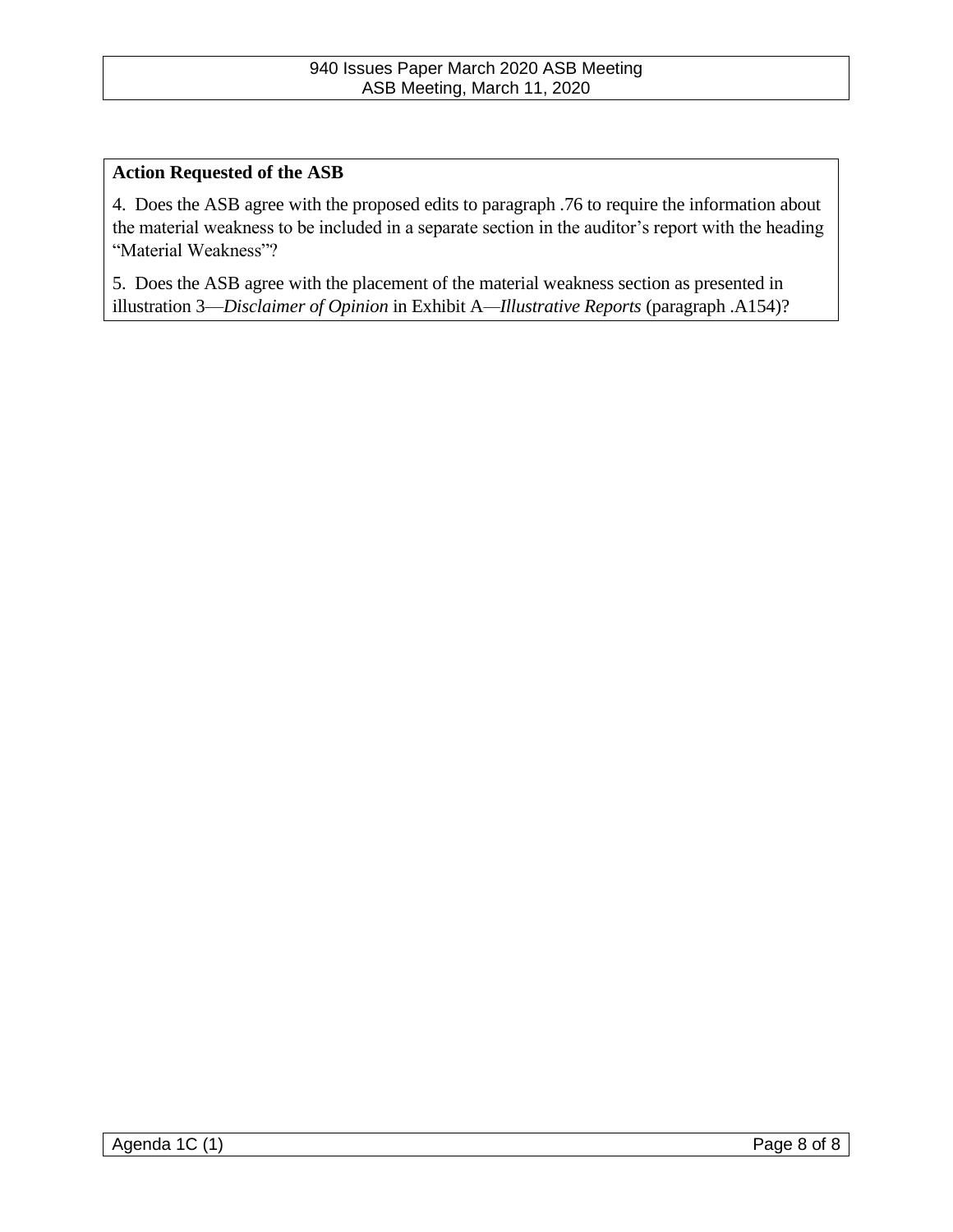**Action Requested of the ASB**

4. Does the ASB agree with the proposed edits to paragraph .76 to require the information about the material weakness to be included in a separate section in the auditor's report with the heading "Material Weakness"?

5. Does the ASB agree with the placement of the material weakness section as presented in illustration 3—*Disclaimer of Opinion* in Exhibit A—*Illustrative Reports* (paragraph .A154)?